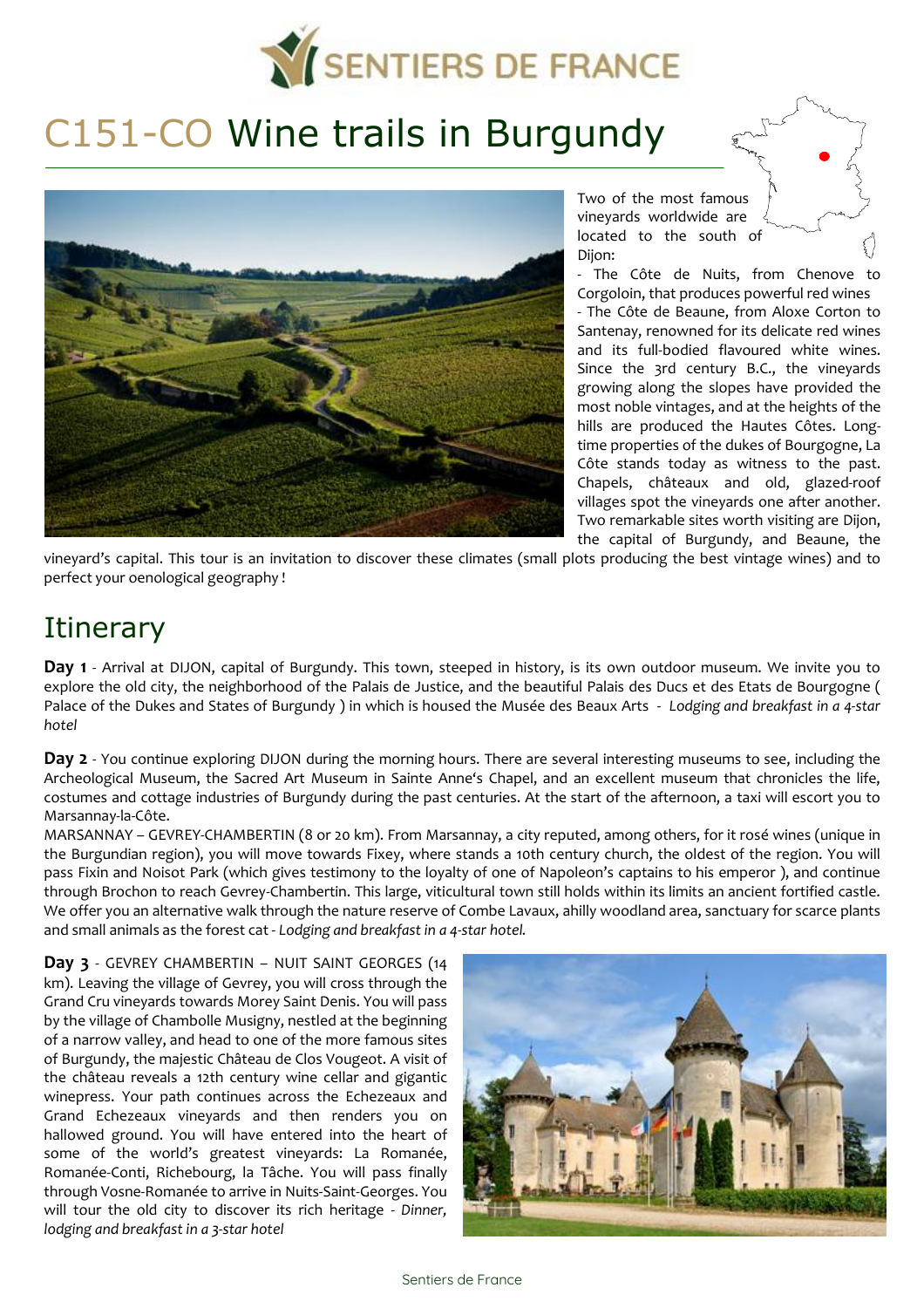# C151-CO Wine trails in Burgundy

Two of the most famous vineyards worldwide are located to the south of Dijon:

- The Côte de Nuits, from Chenove to Corgoloin, that produces powerful red wines
- The Côte de Beaune, from Aloxe Corton to Santenay, renowned for its delicate red wines and its full-bodied flavoured white wines.

Since the 3rd century B.C., the vineyards growing along the slopes have provided the most noble vintages, and at the heights of the hills are produced the Hautes Côtes. Long-time properties of the dukes of Bourgogne, La Côte stands today as witness to the past. Chapels, châteaux and old, glazed-roof villages spot the vineyards one after another. Two remarkable sites worth visiting are Dijon, the capital of Burgundy, and Beaune, the vineyard's capital. This tour is an invitation to discover these climates (small plots producing the best vintage wines) and to perfect your oenological geography !

## Itinerary

**Day 1** - Arrival at DIJON, capital of Burgundy. This town, steeped in history, is its own outdoor museum. We invite you to explore the old city, the neighborhood of the Palais de Justice, and the beautiful Palais des Ducs et des Etats de Bourgogne ( Palace of the Dukes and States of Burgundy ) in which is housed the Musée des Beaux Arts - *Lodging and breakfast in a 4-star hotel*

**Day 2** - You continue exploring DIJON during the morning hours. There are several interesting museums to see, including the Archeological Museum, the Sacred Art Museum in Sainte Anne's Chapel, and an excellent museum that chronicles the life, costumes and cottage industries of Burgundy during the past centuries. At the start of the afternoon, a taxi will escort you to Marsannay-la-Côte.

MARSANNAY – GEVREY-CHAMBERTIN (8 or 20 km). From Marsannay, a city reputed, among others, for it rosé wines (unique in the Burgundian region), you will move towards Fixey, where stands a 10th century church, the oldest of the region. You will pass Fixin and Noisot Park (which gives testimony to the loyalty of one of Napoleon's captains to his emperor ), and continue through Brochon to reach Gevrey-Chambertin. This large, viticultural town still holds within its limits an ancient fortified castle. We offer you an alternative walk through the nature reserve of Combe Lavaux, ahilly woodland area, sanctuary for scarce plants and small animals as the forest cat - *Lodging and breakfast in a 4-star hotel.*

**Day 3** - GEVREY CHAMBERTIN – NUIT SAINT GEORGES (14 km). Leaving the village of Gevrey, you will cross through the Grand Cru vineyards towards Morey Saint Denis. You will pass by the village of Chambolle Musigny, nestled at the beginning of a narrow valley, and head to one of the more famous sites of Burgundy, the majestic Château de Clos Vougeot. A visit of the château reveals a 12th century wine cellar and gigantic winepress. Your path continues across the Echezeaux and Grand Echezeaux vineyards and then renders you on hallowed ground. You will have entered into the heart of some of the world's greatest vineyards: La Romanée, Romanée-Conti, Richebourg, la Tâche. You will pass finally through Vosne-Romanée to arrive in Nuits-Saint-Georges. You will tour the old city to discover its rich heritage - *Dinner, lodging and breakfast in a 3-star hotel*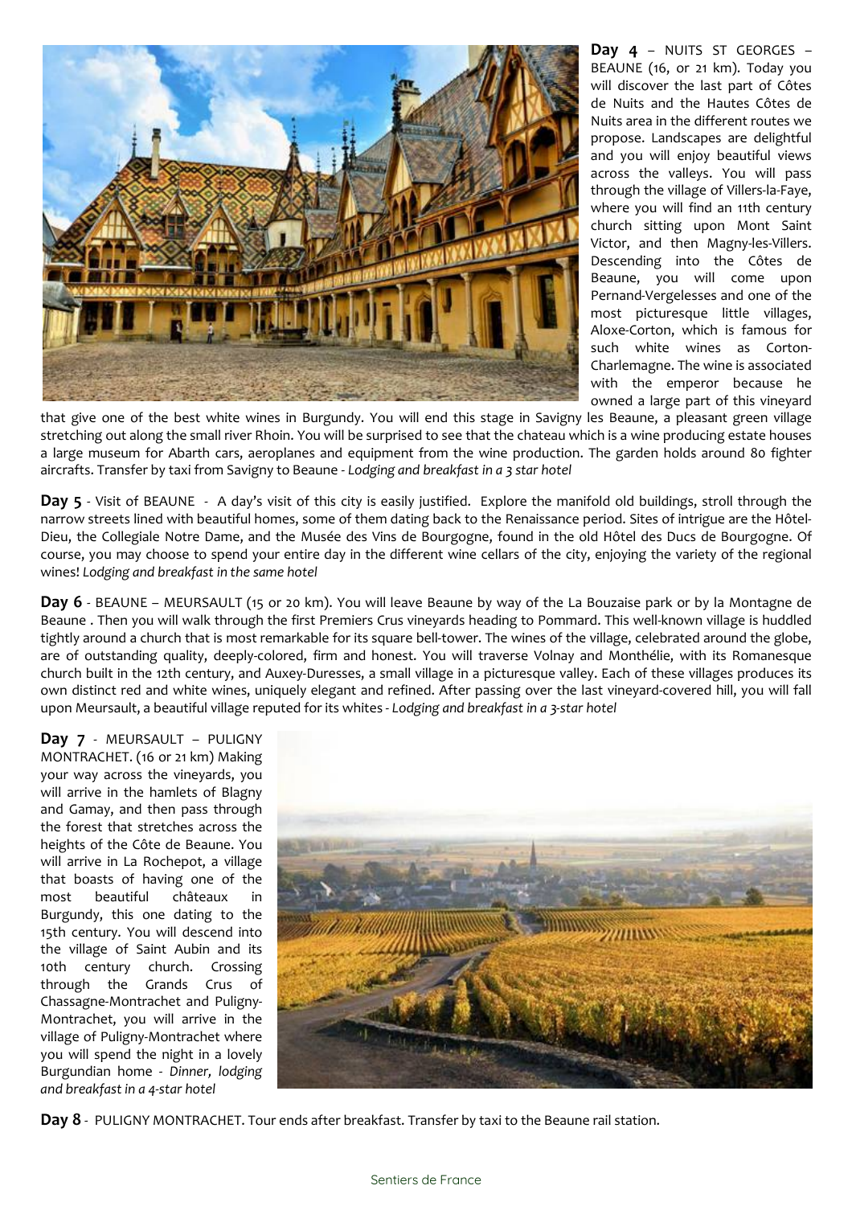**Day 4** – NUITS ST GEORGES – BEAUNE (16, or 21 km). Today you will discover the last part of Côtes de Nuits and the Hautes Côtes de Nuits area in the different routes we propose. Landscapes are delightful and you will enjoy beautiful views across the valleys. You will pass through the village of Villers-la-Faye, where you will find an 11th century church sitting upon Mont Saint Victor, and then Magny-les-Villers. Descending into the Côtes de Beaune, you will come upon Pernand-Vergelesses and one of the most picturesque little villages, Aloxe-Corton, which is famous for such white wines as Corton-Charlemagne. The wine is associated with the emperor because he owned a large part of this vineyard that give one of the best white wines in Burgundy. You will end this stage in Savigny les Beaune, a pleasant green village stretching out along the small river Rhoin. You will be surprised to see that the chateau which is a wine producing estate houses a large museum for Abarth cars, aeroplanes and equipment from the wine production. The garden holds around 80 fighter aircrafts. Transfer by taxi from Savigny to Beaune - *Lodging and breakfast in a 3 star hotel*

**Day 5** - Visit of BEAUNE - A day's visit of this city is easily justified. Explore the manifold old buildings, stroll through the narrow streets lined with beautiful homes, some of them dating back to the Renaissance period. Sites of intrigue are the Hôtel-Dieu, the Collegiale Notre Dame, and the Musée des Vins de Bourgogne, found in the old Hôtel des Ducs de Bourgogne. Of course, you may choose to spend your entire day in the different wine cellars of the city, enjoying the variety of the regional wines! *Lodging and breakfast in the same hotel*

**Day 6** - BEAUNE – MEURSAULT (15 or 20 km). You will leave Beaune by way of the La Bouzaise park or by la Montagne de Beaune . Then you will walk through the first Premiers Crus vineyards heading to Pommard. This well-known village is huddled tightly around a church that is most remarkable for its square bell-tower. The wines of the village, celebrated around the globe, are of outstanding quality, deeply-colored, firm and honest. You will traverse Volnay and Monthélie, with its Romanesque church built in the 12th century, and Auxey-Duresses, a small village in a picturesque valley. Each of these villages produces its own distinct red and white wines, uniquely elegant and refined. After passing over the last vineyard-covered hill, you will fall upon Meursault, a beautiful village reputed for its whites - *Lodging and breakfast in a 3-star hotel*

**Day 7** - MEURSAULT – PULIGNY MONTRACHET. (16 or 21 km) Making your way across the vineyards, you will arrive in the hamlets of Blagny and Gamay, and then pass through the forest that stretches across the heights of the Côte de Beaune. You will arrive in La Rochepot, a village that boasts of having one of the most beautiful châteaux in Burgundy, this one dating to the 15th century. You will descend into the village of Saint Aubin and its 10th century church. Crossing through the Grands Crus of Chassagne-Montrachet and Puligny-Montrachet, you will arrive in the village of Puligny-Montrachet where you will spend the night in a lovely Burgundian home - *Dinner, lodging and breakfast in a 4-star hotel*

**Day 8** - PULIGNY MONTRACHET. Tour ends after breakfast. Transfer by taxi to the Beaune rail station.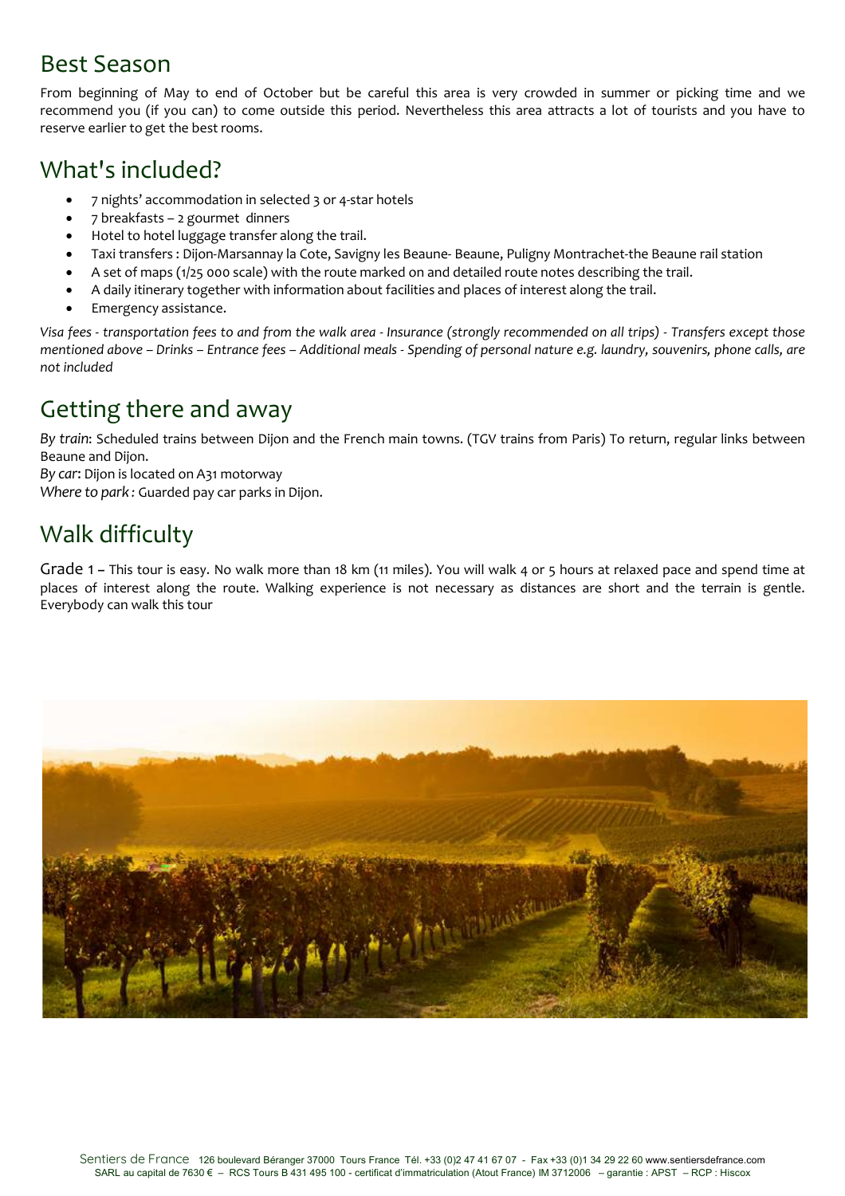## Best Season

From beginning of May to end of October but be careful this area is very crowded in summer or picking time and we recommend you (if you can) to come outside this period. Nevertheless this area attracts a lot of tourists and you have to reserve earlier to get the best rooms.

## What's included?

- 7 nights' accommodation in selected 3 or 4-star hotels
- 7 breakfasts – 2 gourmet dinners
- Hotel to hotel luggage transfer along the trail.
- Taxi transfers : Dijon-Marsannay la Cote, Savigny les Beaune- Beaune, Puligny Montrachet-the Beaune rail station
- A set of maps (1/25 000 scale) with the route marked on and detailed route notes describing the trail.
- A daily itinerary together with information about facilities and places of interest along the trail.
- Emergency assistance.

*Visa fees - transportation fees to and from the walk area - Insurance (strongly recommended on all trips) - Transfers except those mentioned above – Drinks – Entrance fees – Additional meals - Spending of personal nature e.g. laundry, souvenirs, phone calls, are not included*

## Getting there and away

*By train*: Scheduled trains between Dijon and the French main towns. (TGV trains from Paris) To return, regular links between Beaune and Dijon.
*By car:* Dijon is located on A31 motorway
*Where to park :* Guarded pay car parks in Dijon.

## Walk difficulty

Grade 1 – This tour is easy. No walk more than 18 km (11 miles). You will walk 4 or 5 hours at relaxed pace and spend time at places of interest along the route. Walking experience is not necessary as distances are short and the terrain is gentle. Everybody can walk this tour

Sentiers de France 126 boulevard Béranger 37000 Tours France Tél. +33 (0)2 47 41 67 07 - Fax +33 (0)1 34 29 22 60 www.sentiersdefrance.com
SARL au capital de 7630 € – RCS Tours B 431 495 100 - certificat d'immatriculation (Atout France) IM 3712006 – garantie : APST – RCP : Hiscox